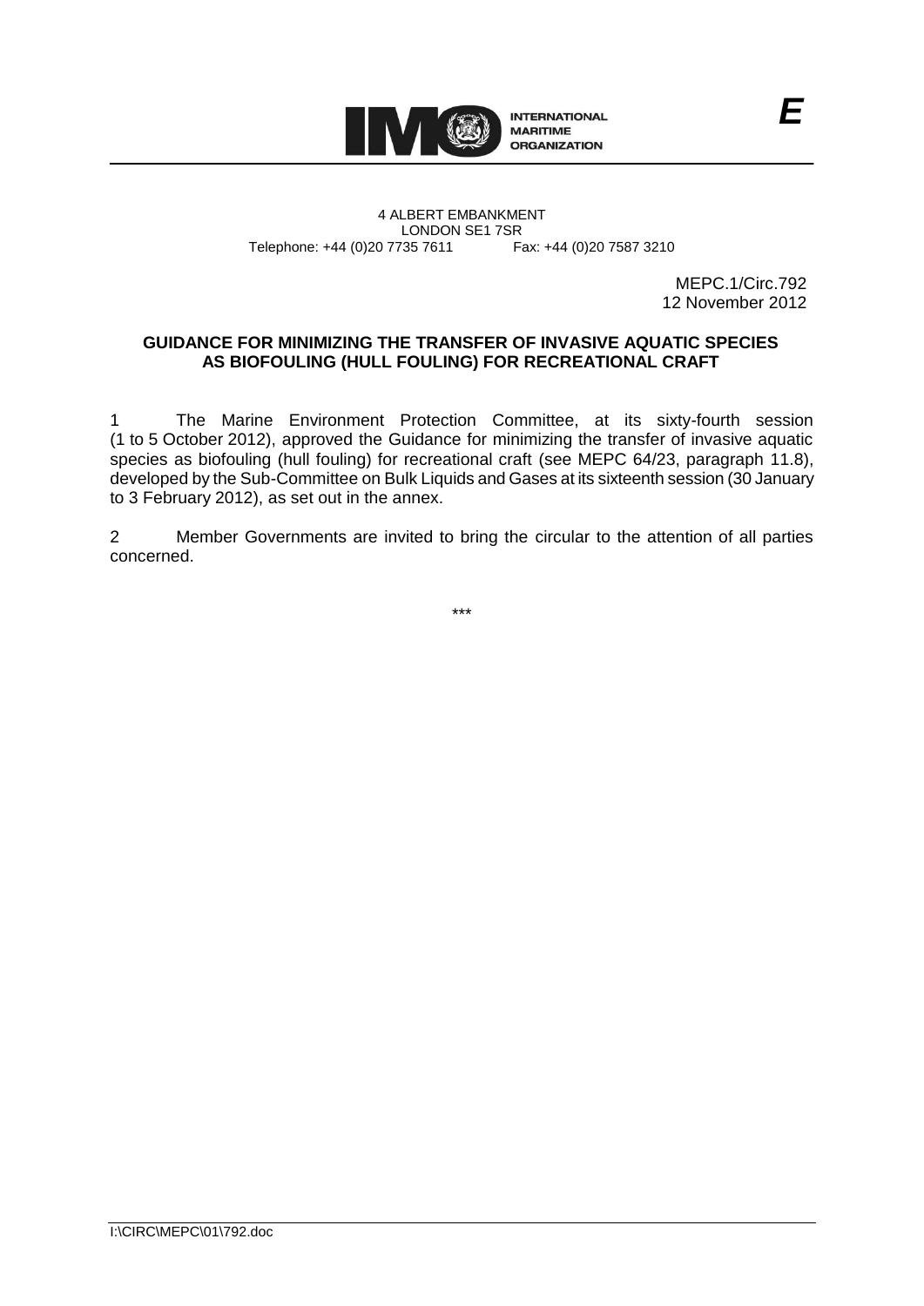INTERNATIONAL MARITIME ORGANIZATION

*E*

4 ALBERT EMBANKMENT
LONDON SE1 7SR
Telephone: +44 (0)20 7735 7611 Fax: +44 (0)20 7587 3210

MEPC.1/Circ.792
12 November 2012

**GUIDANCE FOR MINIMIZING THE TRANSFER OF INVASIVE AQUATIC SPECIES AS BIOFOULING (HULL FOULING) FOR RECREATIONAL CRAFT**

1 The Marine Environment Protection Committee, at its sixty-fourth session (1 to 5 October 2012), approved the Guidance for minimizing the transfer of invasive aquatic species as biofouling (hull fouling) for recreational craft (see MEPC 64/23, paragraph 11.8), developed by the Sub-Committee on Bulk Liquids and Gases at its sixteenth session (30 January to 3 February 2012), as set out in the annex.

2 Member Governments are invited to bring the circular to the attention of all parties concerned.

\*\*\*

I:\CIRC\MEPC\01\792.doc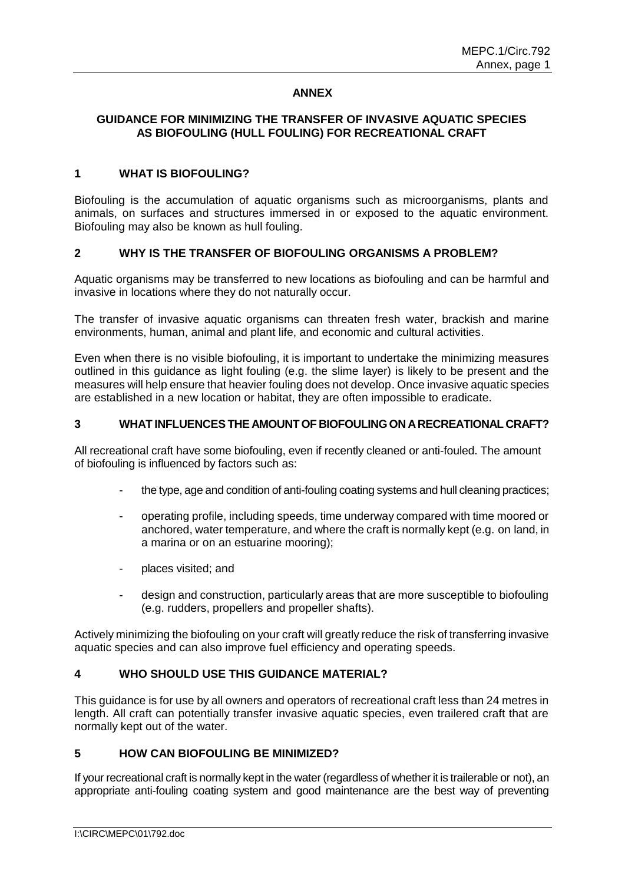**ANNEX**

**GUIDANCE FOR MINIMIZING THE TRANSFER OF INVASIVE AQUATIC SPECIES AS BIOFOULING (HULL FOULING) FOR RECREATIONAL CRAFT**

## 1 WHAT IS BIOFOULING?

Biofouling is the accumulation of aquatic organisms such as microorganisms, plants and animals, on surfaces and structures immersed in or exposed to the aquatic environment. Biofouling may also be known as hull fouling.

## 2 WHY IS THE TRANSFER OF BIOFOULING ORGANISMS A PROBLEM?

Aquatic organisms may be transferred to new locations as biofouling and can be harmful and invasive in locations where they do not naturally occur.

The transfer of invasive aquatic organisms can threaten fresh water, brackish and marine environments, human, animal and plant life, and economic and cultural activities.

Even when there is no visible biofouling, it is important to undertake the minimizing measures outlined in this guidance as light fouling (e.g. the slime layer) is likely to be present and the measures will help ensure that heavier fouling does not develop. Once invasive aquatic species are established in a new location or habitat, they are often impossible to eradicate.

## 3 WHAT INFLUENCES THE AMOUNT OF BIOFOULING ON A RECREATIONAL CRAFT?

All recreational craft have some biofouling, even if recently cleaned or anti-fouled. The amount of biofouling is influenced by factors such as:

- the type, age and condition of anti-fouling coating systems and hull cleaning practices;
- operating profile, including speeds, time underway compared with time moored or anchored, water temperature, and where the craft is normally kept (e.g. on land, in a marina or on an estuarine mooring);
- places visited; and
- design and construction, particularly areas that are more susceptible to biofouling (e.g. rudders, propellers and propeller shafts).

Actively minimizing the biofouling on your craft will greatly reduce the risk of transferring invasive aquatic species and can also improve fuel efficiency and operating speeds.

## 4 WHO SHOULD USE THIS GUIDANCE MATERIAL?

This guidance is for use by all owners and operators of recreational craft less than 24 metres in length. All craft can potentially transfer invasive aquatic species, even trailered craft that are normally kept out of the water.

## 5 HOW CAN BIOFOULING BE MINIMIZED?

If your recreational craft is normally kept in the water (regardless of whether it is trailerable or not), an appropriate anti-fouling coating system and good maintenance are the best way of preventing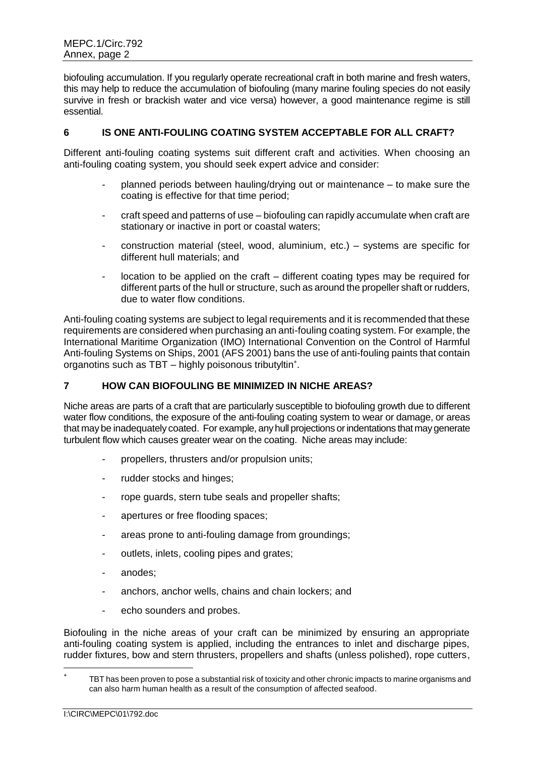biofouling accumulation. If you regularly operate recreational craft in both marine and fresh waters, this may help to reduce the accumulation of biofouling (many marine fouling species do not easily survive in fresh or brackish water and vice versa) however, a good maintenance regime is still essential.

## 6 IS ONE ANTI-FOULING COATING SYSTEM ACCEPTABLE FOR ALL CRAFT?

Different anti-fouling coating systems suit different craft and activities. When choosing an anti-fouling coating system, you should seek expert advice and consider:

- planned periods between hauling/drying out or maintenance – to make sure the coating is effective for that time period;
- craft speed and patterns of use – biofouling can rapidly accumulate when craft are stationary or inactive in port or coastal waters;
- construction material (steel, wood, aluminium, etc.) – systems are specific for different hull materials; and
- location to be applied on the craft – different coating types may be required for different parts of the hull or structure, such as around the propeller shaft or rudders, due to water flow conditions.

Anti-fouling coating systems are subject to legal requirements and it is recommended that these requirements are considered when purchasing an anti-fouling coating system. For example, the International Maritime Organization (IMO) International Convention on the Control of Harmful Anti-fouling Systems on Ships, 2001 (AFS 2001) bans the use of anti-fouling paints that contain organotins such as TBT – highly poisonous tributyltin*.

## 7 HOW CAN BIOFOULING BE MINIMIZED IN NICHE AREAS?

Niche areas are parts of a craft that are particularly susceptible to biofouling growth due to different water flow conditions, the exposure of the anti-fouling coating system to wear or damage, or areas that may be inadequately coated. For example, any hull projections or indentations that may generate turbulent flow which causes greater wear on the coating. Niche areas may include:

- propellers, thrusters and/or propulsion units;
- rudder stocks and hinges;
- rope guards, stern tube seals and propeller shafts;
- apertures or free flooding spaces;
- areas prone to anti-fouling damage from groundings;
- outlets, inlets, cooling pipes and grates;
- anodes;
- anchors, anchor wells, chains and chain lockers; and
- echo sounders and probes.

Biofouling in the niche areas of your craft can be minimized by ensuring an appropriate anti-fouling coating system is applied, including the entrances to inlet and discharge pipes, rudder fixtures, bow and stern thrusters, propellers and shafts (unless polished), rope cutters,

* TBT has been proven to pose a substantial risk of toxicity and other chronic impacts to marine organisms and can also harm human health as a result of the consumption of affected seafood.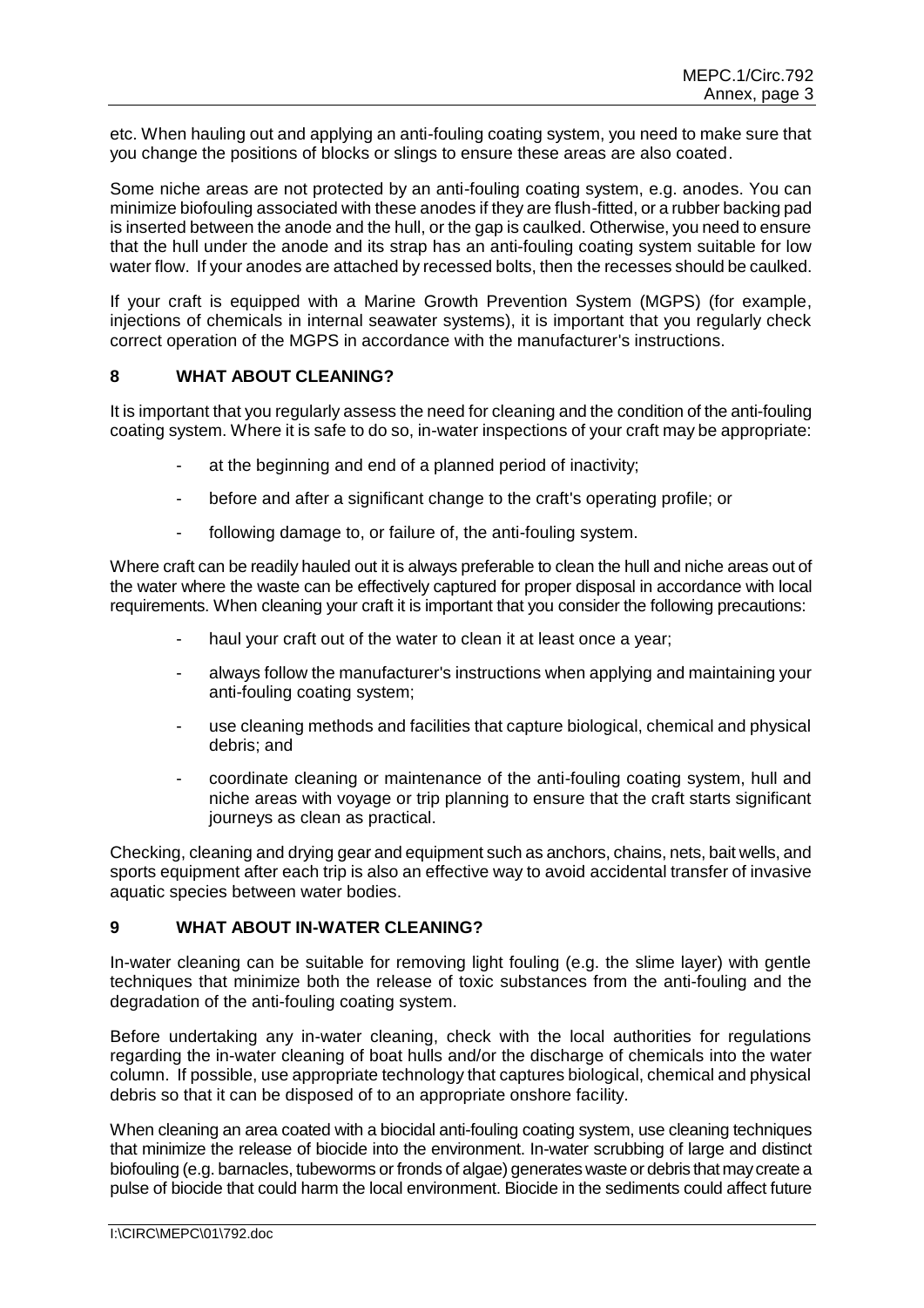etc. When hauling out and applying an anti-fouling coating system, you need to make sure that you change the positions of blocks or slings to ensure these areas are also coated.

Some niche areas are not protected by an anti-fouling coating system, e.g. anodes. You can minimize biofouling associated with these anodes if they are flush-fitted, or a rubber backing pad is inserted between the anode and the hull, or the gap is caulked. Otherwise, you need to ensure that the hull under the anode and its strap has an anti-fouling coating system suitable for low water flow. If your anodes are attached by recessed bolts, then the recesses should be caulked.

If your craft is equipped with a Marine Growth Prevention System (MGPS) (for example, injections of chemicals in internal seawater systems), it is important that you regularly check correct operation of the MGPS in accordance with the manufacturer's instructions.

## 8 WHAT ABOUT CLEANING?

It is important that you regularly assess the need for cleaning and the condition of the anti-fouling coating system. Where it is safe to do so, in-water inspections of your craft may be appropriate:

- at the beginning and end of a planned period of inactivity;
- before and after a significant change to the craft's operating profile; or
- following damage to, or failure of, the anti-fouling system.

Where craft can be readily hauled out it is always preferable to clean the hull and niche areas out of the water where the waste can be effectively captured for proper disposal in accordance with local requirements. When cleaning your craft it is important that you consider the following precautions:

- haul your craft out of the water to clean it at least once a year;
- always follow the manufacturer's instructions when applying and maintaining your anti-fouling coating system;
- use cleaning methods and facilities that capture biological, chemical and physical debris; and
- coordinate cleaning or maintenance of the anti-fouling coating system, hull and niche areas with voyage or trip planning to ensure that the craft starts significant journeys as clean as practical.

Checking, cleaning and drying gear and equipment such as anchors, chains, nets, bait wells, and sports equipment after each trip is also an effective way to avoid accidental transfer of invasive aquatic species between water bodies.

## 9 WHAT ABOUT IN-WATER CLEANING?

In-water cleaning can be suitable for removing light fouling (e.g. the slime layer) with gentle techniques that minimize both the release of toxic substances from the anti-fouling and the degradation of the anti-fouling coating system.

Before undertaking any in-water cleaning, check with the local authorities for regulations regarding the in-water cleaning of boat hulls and/or the discharge of chemicals into the water column. If possible, use appropriate technology that captures biological, chemical and physical debris so that it can be disposed of to an appropriate onshore facility.

When cleaning an area coated with a biocidal anti-fouling coating system, use cleaning techniques that minimize the release of biocide into the environment. In-water scrubbing of large and distinct biofouling (e.g. barnacles, tubeworms or fronds of algae) generates waste or debris that may create a pulse of biocide that could harm the local environment. Biocide in the sediments could affect future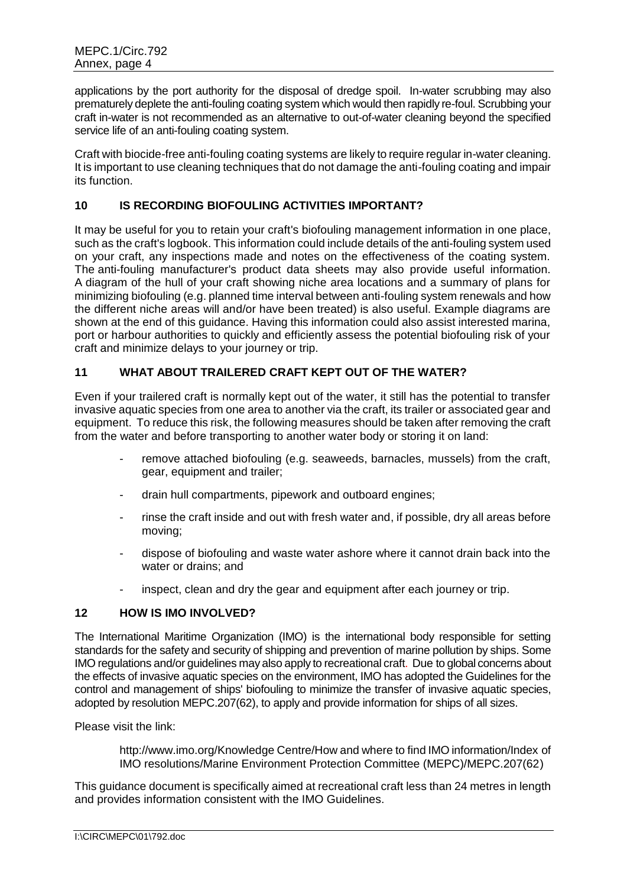applications by the port authority for the disposal of dredge spoil. In-water scrubbing may also prematurely deplete the anti-fouling coating system which would then rapidly re-foul. Scrubbing your craft in-water is not recommended as an alternative to out-of-water cleaning beyond the specified service life of an anti-fouling coating system.

Craft with biocide-free anti-fouling coating systems are likely to require regular in-water cleaning. It is important to use cleaning techniques that do not damage the anti-fouling coating and impair its function.

## 10 IS RECORDING BIOFOULING ACTIVITIES IMPORTANT?

It may be useful for you to retain your craft's biofouling management information in one place, such as the craft's logbook. This information could include details of the anti-fouling system used on your craft, any inspections made and notes on the effectiveness of the coating system. The anti-fouling manufacturer's product data sheets may also provide useful information. A diagram of the hull of your craft showing niche area locations and a summary of plans for minimizing biofouling (e.g. planned time interval between anti-fouling system renewals and how the different niche areas will and/or have been treated) is also useful. Example diagrams are shown at the end of this guidance. Having this information could also assist interested marina, port or harbour authorities to quickly and efficiently assess the potential biofouling risk of your craft and minimize delays to your journey or trip.

## 11 WHAT ABOUT TRAILERED CRAFT KEPT OUT OF THE WATER?

Even if your trailered craft is normally kept out of the water, it still has the potential to transfer invasive aquatic species from one area to another via the craft, its trailer or associated gear and equipment. To reduce this risk, the following measures should be taken after removing the craft from the water and before transporting to another water body or storing it on land:

- remove attached biofouling (e.g. seaweeds, barnacles, mussels) from the craft, gear, equipment and trailer;
- drain hull compartments, pipework and outboard engines;
- rinse the craft inside and out with fresh water and, if possible, dry all areas before moving;
- dispose of biofouling and waste water ashore where it cannot drain back into the water or drains; and
- inspect, clean and dry the gear and equipment after each journey or trip.

## 12 HOW IS IMO INVOLVED?

The International Maritime Organization (IMO) is the international body responsible for setting standards for the safety and security of shipping and prevention of marine pollution by ships. Some IMO regulations and/or guidelines may also apply to recreational craft. Due to global concerns about the effects of invasive aquatic species on the environment, IMO has adopted the Guidelines for the control and management of ships' biofouling to minimize the transfer of invasive aquatic species, adopted by resolution MEPC.207(62), to apply and provide information for ships of all sizes.

Please visit the link:

> http://www.imo.org/Knowledge Centre/How and where to find IMO information/Index of IMO resolutions/Marine Environment Protection Committee (MEPC)/MEPC.207(62)

This guidance document is specifically aimed at recreational craft less than 24 metres in length and provides information consistent with the IMO Guidelines.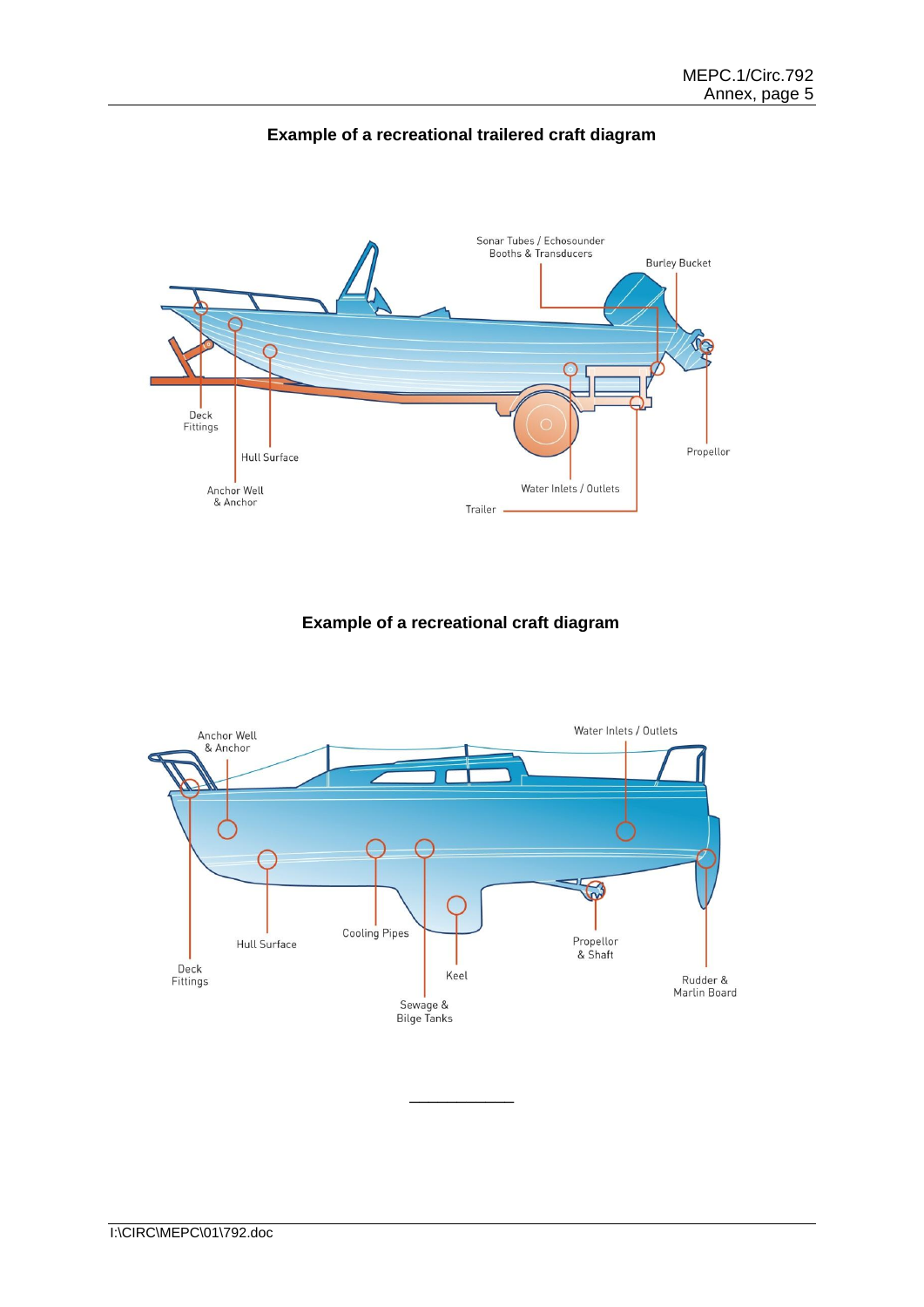**Example of a recreational trailered craft diagram**

Sonar Tubes / Echosounder Booths & Transducers

Burley Bucket

Deck Fittings

Hull Surface

Propellor

Anchor Well & Anchor

Water Inlets / Outlets

Trailer

**Example of a recreational craft diagram**

Anchor Well & Anchor

Water Inlets / Outlets

Cooling Pipes

Propellor & Shaft

Hull Surface

Keel

Deck Fittings

Rudder & Marlin Board

Sewage & Bilge Tanks

___________